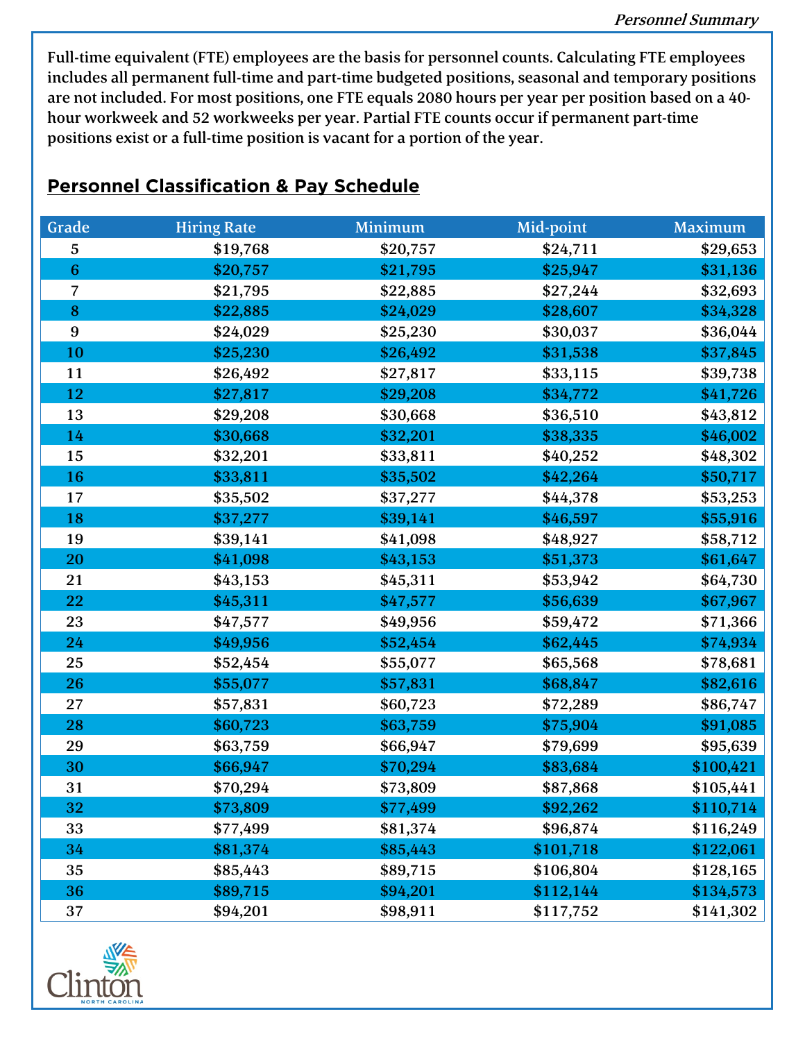Full-time equivalent (FTE) employees are the basis for personnel counts. Calculating FTE employees includes all permanent full-time and part-time budgeted positions, seasonal and temporary positions are not included. For most positions, one FTE equals 2080 hours per year per position based on a 40-hour workweek and 52 workweeks per year. Partial FTE counts occur if permanent part-time positions exist or a full-time position is vacant for a portion of the year.

## Personnel Classification & Pay Schedule

| Grade | Hiring Rate | Minimum | Mid-point | Maximum |
|---|---|---|---|---|
| 5 | $19,768 | $20,757 | $24,711 | $29,653 |
| 6 | $20,757 | $21,795 | $25,947 | $31,136 |
| 7 | $21,795 | $22,885 | $27,244 | $32,693 |
| 8 | $22,885 | $24,029 | $28,607 | $34,328 |
| 9 | $24,029 | $25,230 | $30,037 | $36,044 |
| 10 | $25,230 | $26,492 | $31,538 | $37,845 |
| 11 | $26,492 | $27,817 | $33,115 | $39,738 |
| 12 | $27,817 | $29,208 | $34,772 | $41,726 |
| 13 | $29,208 | $30,668 | $36,510 | $43,812 |
| 14 | $30,668 | $32,201 | $38,335 | $46,002 |
| 15 | $32,201 | $33,811 | $40,252 | $48,302 |
| 16 | $33,811 | $35,502 | $42,264 | $50,717 |
| 17 | $35,502 | $37,277 | $44,378 | $53,253 |
| 18 | $37,277 | $39,141 | $46,597 | $55,916 |
| 19 | $39,141 | $41,098 | $48,927 | $58,712 |
| 20 | $41,098 | $43,153 | $51,373 | $61,647 |
| 21 | $43,153 | $45,311 | $53,942 | $64,730 |
| 22 | $45,311 | $47,577 | $56,639 | $67,967 |
| 23 | $47,577 | $49,956 | $59,472 | $71,366 |
| 24 | $49,956 | $52,454 | $62,445 | $74,934 |
| 25 | $52,454 | $55,077 | $65,568 | $78,681 |
| 26 | $55,077 | $57,831 | $68,847 | $82,616 |
| 27 | $57,831 | $60,723 | $72,289 | $86,747 |
| 28 | $60,723 | $63,759 | $75,904 | $91,085 |
| 29 | $63,759 | $66,947 | $79,699 | $95,639 |
| 30 | $66,947 | $70,294 | $83,684 | $100,421 |
| 31 | $70,294 | $73,809 | $87,868 | $105,441 |
| 32 | $73,809 | $77,499 | $92,262 | $110,714 |
| 33 | $77,499 | $81,374 | $96,874 | $116,249 |
| 34 | $81,374 | $85,443 | $101,718 | $122,061 |
| 35 | $85,443 | $89,715 | $106,804 | $128,165 |
| 36 | $89,715 | $94,201 | $112,144 | $134,573 |
| 37 | $94,201 | $98,911 | $117,752 | $141,302 |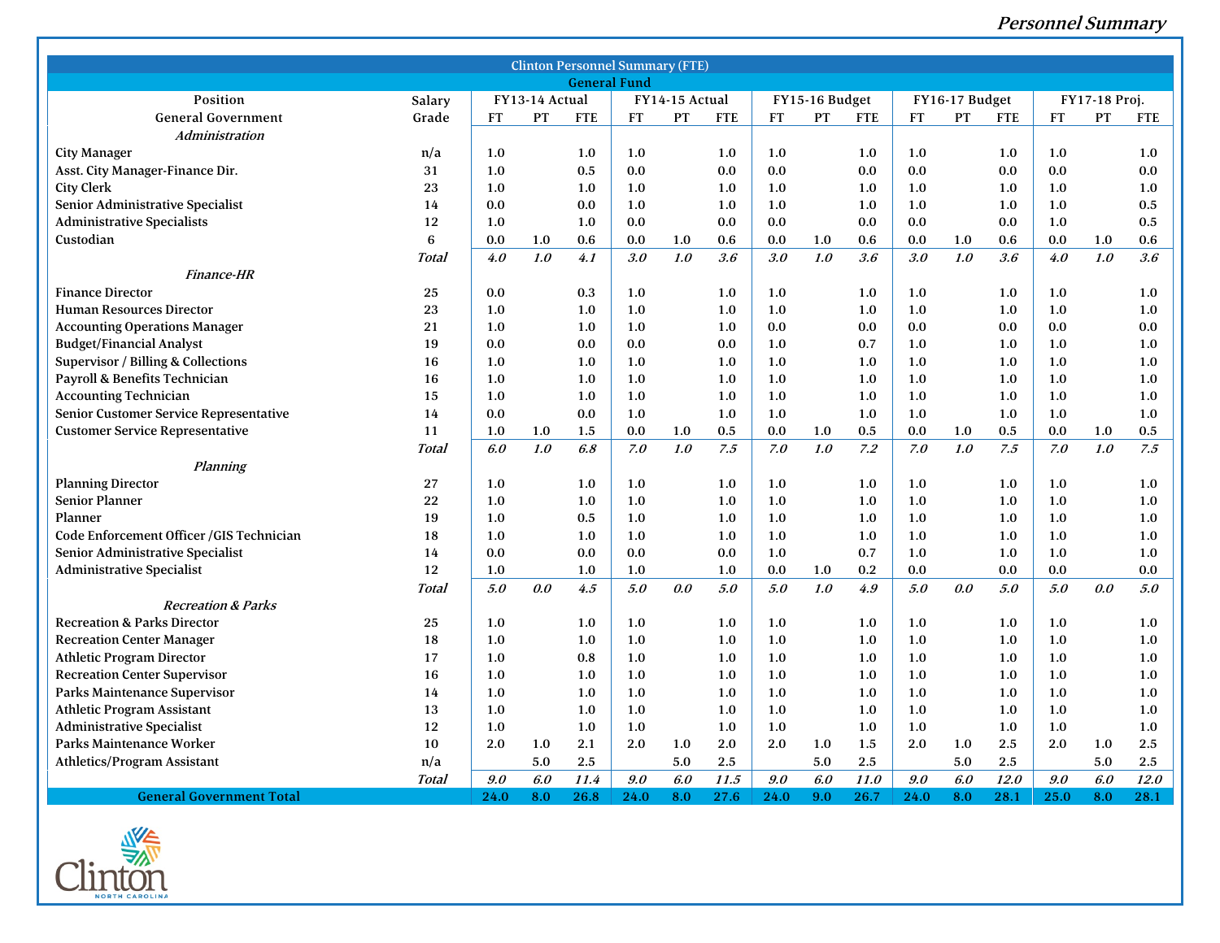## Clinton Personnel Summary (FTE)

### General Fund

| Position | Salary | FY13-14 Actual | | | FY14-15 Actual | | | FY15-16 Budget | | | FY16-17 Budget | | | FY17-18 Proj. | | |
|---|---|---|---|---|---|---|---|---|---|---|---|---|---|---|---|---|
| General Government | Grade | FT | PT | FTE | FT | PT | FTE | FT | PT | FTE | FT | PT | FTE | FT | PT | FTE |
| *Administration* | | | | | | | | | | | | | | | | |
| City Manager | n/a | 1.0 | | 1.0 | 1.0 | | 1.0 | 1.0 | | 1.0 | 1.0 | | 1.0 | 1.0 | | 1.0 |
| Asst. City Manager-Finance Dir. | 31 | 1.0 | | 0.5 | 0.0 | | 0.0 | 0.0 | | 0.0 | 0.0 | | 0.0 | 0.0 | | 0.0 |
| City Clerk | 23 | 1.0 | | 1.0 | 1.0 | | 1.0 | 1.0 | | 1.0 | 1.0 | | 1.0 | 1.0 | | 1.0 |
| Senior Administrative Specialist | 14 | 0.0 | | 0.0 | 1.0 | | 1.0 | 1.0 | | 1.0 | 1.0 | | 1.0 | 1.0 | | 0.5 |
| Administrative Specialists | 12 | 1.0 | | 1.0 | 0.0 | | 0.0 | 0.0 | | 0.0 | 0.0 | | 0.0 | 1.0 | | 0.5 |
| Custodian | 6 | 0.0 | 1.0 | 0.6 | 0.0 | 1.0 | 0.6 | 0.0 | 1.0 | 0.6 | 0.0 | 1.0 | 0.6 | 0.0 | 1.0 | 0.6 |
| | *Total* | *4.0* | *1.0* | *4.1* | *3.0* | *1.0* | *3.6* | *3.0* | *1.0* | *3.6* | *3.0* | *1.0* | *3.6* | *4.0* | *1.0* | *3.6* |
| *Finance-HR* | | | | | | | | | | | | | | | | |
| Finance Director | 25 | 0.0 | | 0.3 | 1.0 | | 1.0 | 1.0 | | 1.0 | 1.0 | | 1.0 | 1.0 | | 1.0 |
| Human Resources Director | 23 | 1.0 | | 1.0 | 1.0 | | 1.0 | 1.0 | | 1.0 | 1.0 | | 1.0 | 1.0 | | 1.0 |
| Accounting Operations Manager | 21 | 1.0 | | 1.0 | 1.0 | | 1.0 | 0.0 | | 0.0 | 0.0 | | 0.0 | 0.0 | | 0.0 |
| Budget/Financial Analyst | 19 | 0.0 | | 0.0 | 0.0 | | 0.0 | 1.0 | | 0.7 | 1.0 | | 1.0 | 1.0 | | 1.0 |
| Supervisor / Billing & Collections | 16 | 1.0 | | 1.0 | 1.0 | | 1.0 | 1.0 | | 1.0 | 1.0 | | 1.0 | 1.0 | | 1.0 |
| Payroll & Benefits Technician | 16 | 1.0 | | 1.0 | 1.0 | | 1.0 | 1.0 | | 1.0 | 1.0 | | 1.0 | 1.0 | | 1.0 |
| Accounting Technician | 15 | 1.0 | | 1.0 | 1.0 | | 1.0 | 1.0 | | 1.0 | 1.0 | | 1.0 | 1.0 | | 1.0 |
| Senior Customer Service Representative | 14 | 0.0 | | 0.0 | 1.0 | | 1.0 | 1.0 | | 1.0 | 1.0 | | 1.0 | 1.0 | | 1.0 |
| Customer Service Representative | 11 | 1.0 | 1.0 | 1.5 | 0.0 | 1.0 | 0.5 | 0.0 | 1.0 | 0.5 | 0.0 | 1.0 | 0.5 | 0.0 | 1.0 | 0.5 |
| | *Total* | *6.0* | *1.0* | *6.8* | *7.0* | *1.0* | *7.5* | *7.0* | *1.0* | *7.2* | *7.0* | *1.0* | *7.5* | *7.0* | *1.0* | *7.5* |
| *Planning* | | | | | | | | | | | | | | | | |
| Planning Director | 27 | 1.0 | | 1.0 | 1.0 | | 1.0 | 1.0 | | 1.0 | 1.0 | | 1.0 | 1.0 | | 1.0 |
| Senior Planner | 22 | 1.0 | | 1.0 | 1.0 | | 1.0 | 1.0 | | 1.0 | 1.0 | | 1.0 | 1.0 | | 1.0 |
| Planner | 19 | 1.0 | | 0.5 | 1.0 | | 1.0 | 1.0 | | 1.0 | 1.0 | | 1.0 | 1.0 | | 1.0 |
| Code Enforcement Officer /GIS Technician | 18 | 1.0 | | 1.0 | 1.0 | | 1.0 | 1.0 | | 1.0 | 1.0 | | 1.0 | 1.0 | | 1.0 |
| Senior Administrative Specialist | 14 | 0.0 | | 0.0 | 0.0 | | 0.0 | 1.0 | | 0.7 | 1.0 | | 1.0 | 1.0 | | 1.0 |
| Administrative Specialist | 12 | 1.0 | | 1.0 | 1.0 | | 1.0 | 0.0 | 1.0 | 0.2 | 0.0 | | 0.0 | 0.0 | | 0.0 |
| | *Total* | *5.0* | *0.0* | *4.5* | *5.0* | *0.0* | *5.0* | *5.0* | *1.0* | *4.9* | *5.0* | *0.0* | *5.0* | *5.0* | *0.0* | *5.0* |
| *Recreation & Parks* | | | | | | | | | | | | | | | | |
| Recreation & Parks Director | 25 | 1.0 | | 1.0 | 1.0 | | 1.0 | 1.0 | | 1.0 | 1.0 | | 1.0 | 1.0 | | 1.0 |
| Recreation Center Manager | 18 | 1.0 | | 1.0 | 1.0 | | 1.0 | 1.0 | | 1.0 | 1.0 | | 1.0 | 1.0 | | 1.0 |
| Athletic Program Director | 17 | 1.0 | | 0.8 | 1.0 | | 1.0 | 1.0 | | 1.0 | 1.0 | | 1.0 | 1.0 | | 1.0 |
| Recreation Center Supervisor | 16 | 1.0 | | 1.0 | 1.0 | | 1.0 | 1.0 | | 1.0 | 1.0 | | 1.0 | 1.0 | | 1.0 |
| Parks Maintenance Supervisor | 14 | 1.0 | | 1.0 | 1.0 | | 1.0 | 1.0 | | 1.0 | 1.0 | | 1.0 | 1.0 | | 1.0 |
| Athletic Program Assistant | 13 | 1.0 | | 1.0 | 1.0 | | 1.0 | 1.0 | | 1.0 | 1.0 | | 1.0 | 1.0 | | 1.0 |
| Administrative Specialist | 12 | 1.0 | | 1.0 | 1.0 | | 1.0 | 1.0 | | 1.0 | 1.0 | | 1.0 | 1.0 | | 1.0 |
| Parks Maintenance Worker | 10 | 2.0 | 1.0 | 2.1 | 2.0 | 1.0 | 2.0 | 2.0 | 1.0 | 1.5 | 2.0 | 1.0 | 2.5 | 2.0 | 1.0 | 2.5 |
| Athletics/Program Assistant | n/a | | 5.0 | 2.5 | | 5.0 | 2.5 | | 5.0 | 2.5 | | 5.0 | 2.5 | | 5.0 | 2.5 |
| | *Total* | *9.0* | *6.0* | *11.4* | *9.0* | *6.0* | *11.5* | *9.0* | *6.0* | *11.0* | *9.0* | *6.0* | *12.0* | *9.0* | *6.0* | *12.0* |
| **General Government Total** | | **24.0** | **8.0** | **26.8** | **24.0** | **8.0** | **27.6** | **24.0** | **9.0** | **26.7** | **24.0** | **8.0** | **28.1** | **25.0** | **8.0** | **28.1** |

Clinton
NORTH CAROLINA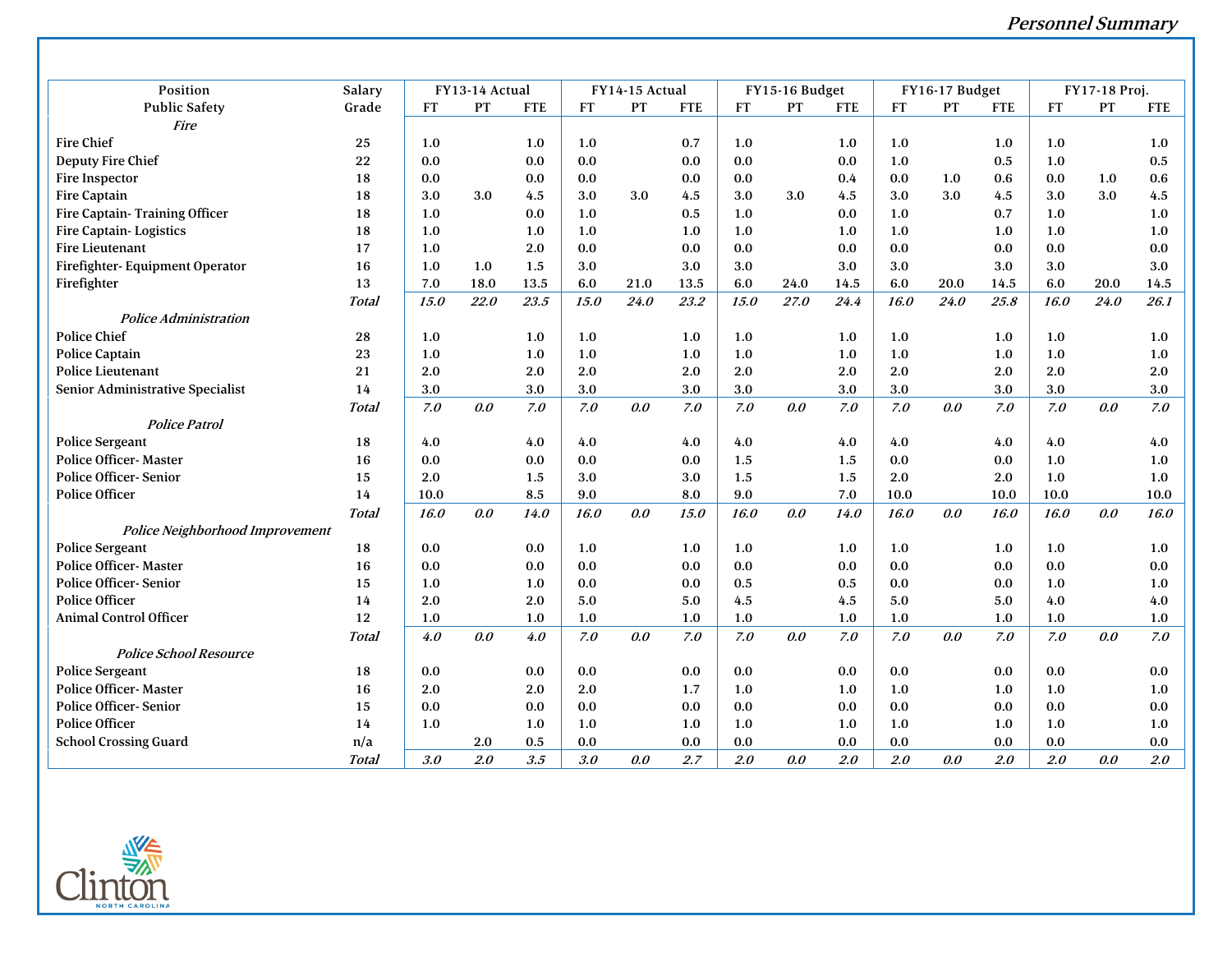| Position | Salary | FY13-14 Actual | | | FY14-15 Actual | | | FY15-16 Budget | | | FY16-17 Budget | | | FY17-18 Proj. | | |
|---|---|---|---|---|---|---|---|---|---|---|---|---|---|---|---|---|
| Public Safety | Grade | FT | PT | FTE | FT | PT | FTE | FT | PT | FTE | FT | PT | FTE | FT | PT | FTE |
| *Fire* | | | | | | | | | | | | | | | | |
| Fire Chief | 25 | 1.0 | | 1.0 | 1.0 | | 0.7 | 1.0 | | 1.0 | 1.0 | | 1.0 | 1.0 | | 1.0 |
| Deputy Fire Chief | 22 | 0.0 | | 0.0 | 0.0 | | 0.0 | 0.0 | | 0.0 | 1.0 | | 0.5 | 1.0 | | 0.5 |
| Fire Inspector | 18 | 0.0 | | 0.0 | 0.0 | | 0.0 | 0.0 | | 0.4 | 0.0 | 1.0 | 0.6 | 0.0 | 1.0 | 0.6 |
| Fire Captain | 18 | 3.0 | 3.0 | 4.5 | 3.0 | 3.0 | 4.5 | 3.0 | 3.0 | 4.5 | 3.0 | 3.0 | 4.5 | 3.0 | 3.0 | 4.5 |
| Fire Captain- Training Officer | 18 | 1.0 | | 0.0 | 1.0 | | 0.5 | 1.0 | | 0.0 | 1.0 | | 0.7 | 1.0 | | 1.0 |
| Fire Captain- Logistics | 18 | 1.0 | | 1.0 | 1.0 | | 1.0 | 1.0 | | 1.0 | 1.0 | | 1.0 | 1.0 | | 1.0 |
| Fire Lieutenant | 17 | 1.0 | | 2.0 | 0.0 | | 0.0 | 0.0 | | 0.0 | 0.0 | | 0.0 | 0.0 | | 0.0 |
| Firefighter- Equipment Operator | 16 | 1.0 | 1.0 | 1.5 | 3.0 | | 3.0 | 3.0 | | 3.0 | 3.0 | | 3.0 | 3.0 | | 3.0 |
| Firefighter | 13 | 7.0 | 18.0 | 13.5 | 6.0 | 21.0 | 13.5 | 6.0 | 24.0 | 14.5 | 6.0 | 20.0 | 14.5 | 6.0 | 20.0 | 14.5 |
| | *Total* | *15.0* | *22.0* | *23.5* | *15.0* | *24.0* | *23.2* | *15.0* | *27.0* | *24.4* | *16.0* | *24.0* | *25.8* | *16.0* | *24.0* | *26.1* |
| *Police Administration* | | | | | | | | | | | | | | | | |
| Police Chief | 28 | 1.0 | | 1.0 | 1.0 | | 1.0 | 1.0 | | 1.0 | 1.0 | | 1.0 | 1.0 | | 1.0 |
| Police Captain | 23 | 1.0 | | 1.0 | 1.0 | | 1.0 | 1.0 | | 1.0 | 1.0 | | 1.0 | 1.0 | | 1.0 |
| Police Lieutenant | 21 | 2.0 | | 2.0 | 2.0 | | 2.0 | 2.0 | | 2.0 | 2.0 | | 2.0 | 2.0 | | 2.0 |
| Senior Administrative Specialist | 14 | 3.0 | | 3.0 | 3.0 | | 3.0 | 3.0 | | 3.0 | 3.0 | | 3.0 | 3.0 | | 3.0 |
| | *Total* | *7.0* | *0.0* | *7.0* | *7.0* | *0.0* | *7.0* | *7.0* | *0.0* | *7.0* | *7.0* | *0.0* | *7.0* | *7.0* | *0.0* | *7.0* |
| *Police Patrol* | | | | | | | | | | | | | | | | |
| Police Sergeant | 18 | 4.0 | | 4.0 | 4.0 | | 4.0 | 4.0 | | 4.0 | 4.0 | | 4.0 | 4.0 | | 4.0 |
| Police Officer- Master | 16 | 0.0 | | 0.0 | 0.0 | | 0.0 | 1.5 | | 1.5 | 0.0 | | 0.0 | 1.0 | | 1.0 |
| Police Officer- Senior | 15 | 2.0 | | 1.5 | 3.0 | | 3.0 | 1.5 | | 1.5 | 2.0 | | 2.0 | 1.0 | | 1.0 |
| Police Officer | 14 | 10.0 | | 8.5 | 9.0 | | 8.0 | 9.0 | | 7.0 | 10.0 | | 10.0 | 10.0 | | 10.0 |
| | *Total* | *16.0* | *0.0* | *14.0* | *16.0* | *0.0* | *15.0* | *16.0* | *0.0* | *14.0* | *16.0* | *0.0* | *16.0* | *16.0* | *0.0* | *16.0* |
| *Police Neighborhood Improvement* | | | | | | | | | | | | | | | | |
| Police Sergeant | 18 | 0.0 | | 0.0 | 1.0 | | 1.0 | 1.0 | | 1.0 | 1.0 | | 1.0 | 1.0 | | 1.0 |
| Police Officer- Master | 16 | 0.0 | | 0.0 | 0.0 | | 0.0 | 0.0 | | 0.0 | 0.0 | | 0.0 | 0.0 | | 0.0 |
| Police Officer- Senior | 15 | 1.0 | | 1.0 | 0.0 | | 0.0 | 0.5 | | 0.5 | 0.0 | | 0.0 | 1.0 | | 1.0 |
| Police Officer | 14 | 2.0 | | 2.0 | 5.0 | | 5.0 | 4.5 | | 4.5 | 5.0 | | 5.0 | 4.0 | | 4.0 |
| Animal Control Officer | 12 | 1.0 | | 1.0 | 1.0 | | 1.0 | 1.0 | | 1.0 | 1.0 | | 1.0 | 1.0 | | 1.0 |
| | *Total* | *4.0* | *0.0* | *4.0* | *7.0* | *0.0* | *7.0* | *7.0* | *0.0* | *7.0* | *7.0* | *0.0* | *7.0* | *7.0* | *0.0* | *7.0* |
| *Police School Resource* | | | | | | | | | | | | | | | | |
| Police Sergeant | 18 | 0.0 | | 0.0 | 0.0 | | 0.0 | 0.0 | | 0.0 | 0.0 | | 0.0 | 0.0 | | 0.0 |
| Police Officer- Master | 16 | 2.0 | | 2.0 | 2.0 | | 1.7 | 1.0 | | 1.0 | 1.0 | | 1.0 | 1.0 | | 1.0 |
| Police Officer- Senior | 15 | 0.0 | | 0.0 | 0.0 | | 0.0 | 0.0 | | 0.0 | 0.0 | | 0.0 | 0.0 | | 0.0 |
| Police Officer | 14 | 1.0 | | 1.0 | 1.0 | | 1.0 | 1.0 | | 1.0 | 1.0 | | 1.0 | 1.0 | | 1.0 |
| School Crossing Guard | n/a | | 2.0 | 0.5 | 0.0 | | 0.0 | 0.0 | | 0.0 | 0.0 | | 0.0 | 0.0 | | 0.0 |
| | *Total* | *3.0* | *2.0* | *3.5* | *3.0* | *0.0* | *2.7* | *2.0* | *0.0* | *2.0* | *2.0* | *0.0* | *2.0* | *2.0* | *0.0* | *2.0* |

Clinton
NORTH CAROLINA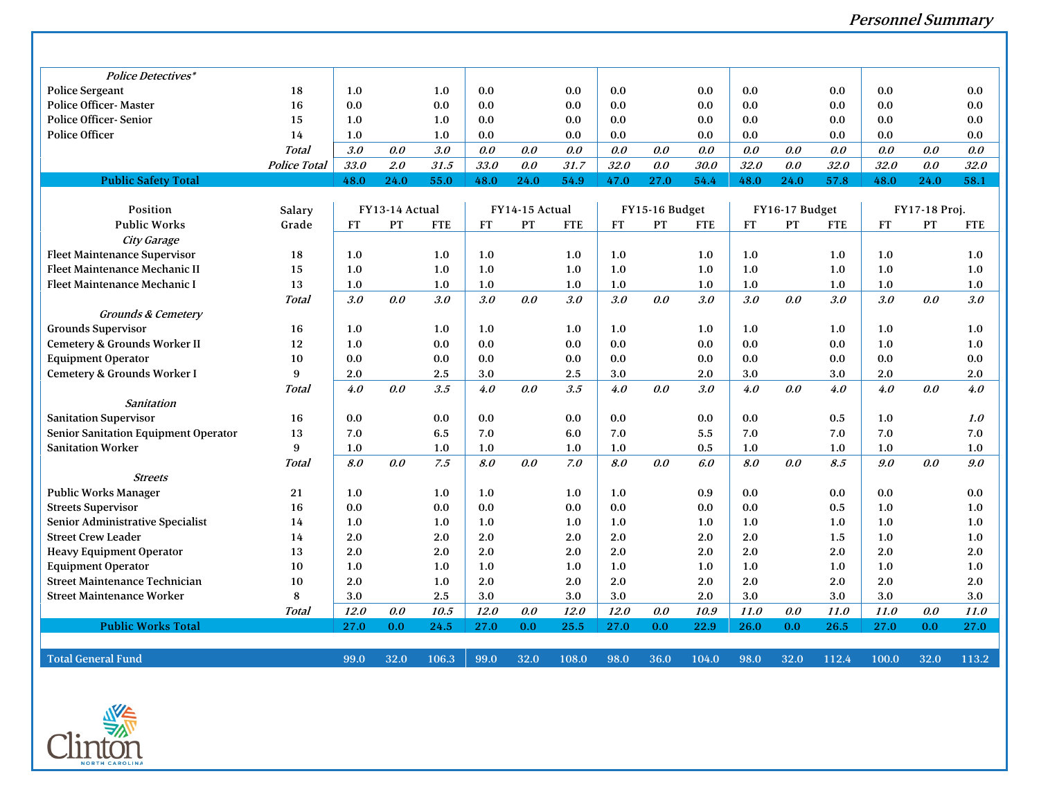| Position | Salary Grade | FY13-14 Actual | | | FY14-15 Actual | | | FY15-16 Budget | | | FY16-17 Budget | | | FY17-18 Proj. | | |
|---|---|---|---|---|---|---|---|---|---|---|---|---|---|---|---|---|
| | | FT | PT | FTE | FT | PT | FTE | FT | PT | FTE | FT | PT | FTE | FT | PT | FTE |
| *Police Detectives** | | | | | | | | | | | | | | | | |
| Police Sergeant | 18 | 1.0 | | 1.0 | 0.0 | | 0.0 | 0.0 | | 0.0 | 0.0 | | 0.0 | 0.0 | | 0.0 |
| Police Officer- Master | 16 | 0.0 | | 0.0 | 0.0 | | 0.0 | 0.0 | | 0.0 | 0.0 | | 0.0 | 0.0 | | 0.0 |
| Police Officer- Senior | 15 | 1.0 | | 1.0 | 0.0 | | 0.0 | 0.0 | | 0.0 | 0.0 | | 0.0 | 0.0 | | 0.0 |
| Police Officer | 14 | 1.0 | | 1.0 | 0.0 | | 0.0 | 0.0 | | 0.0 | 0.0 | | 0.0 | 0.0 | | 0.0 |
| | *Total* | *3.0* | *0.0* | *3.0* | *0.0* | *0.0* | *0.0* | *0.0* | *0.0* | *0.0* | *0.0* | *0.0* | *0.0* | *0.0* | *0.0* | *0.0* |
| | *Police Total* | *33.0* | *2.0* | *31.5* | *33.0* | *0.0* | *31.7* | *32.0* | *0.0* | *30.0* | *32.0* | *0.0* | *32.0* | *32.0* | *0.0* | *32.0* |
| **Public Safety Total** | | **48.0** | **24.0** | **55.0** | **48.0** | **24.0** | **54.9** | **47.0** | **27.0** | **54.4** | **48.0** | **24.0** | **57.8** | **48.0** | **24.0** | **58.1** |

| Position<br>Public Works | Salary Grade | FY13-14 Actual | | | FY14-15 Actual | | | FY15-16 Budget | | | FY16-17 Budget | | | FY17-18 Proj. | | |
|---|---|---|---|---|---|---|---|---|---|---|---|---|---|---|---|---|
| | | FT | PT | FTE | FT | PT | FTE | FT | PT | FTE | FT | PT | FTE | FT | PT | FTE |
| *City Garage* | | | | | | | | | | | | | | | | |
| Fleet Maintenance Supervisor | 18 | 1.0 | | 1.0 | 1.0 | | 1.0 | 1.0 | | 1.0 | 1.0 | | 1.0 | 1.0 | | 1.0 |
| Fleet Maintenance Mechanic II | 15 | 1.0 | | 1.0 | 1.0 | | 1.0 | 1.0 | | 1.0 | 1.0 | | 1.0 | 1.0 | | 1.0 |
| Fleet Maintenance Mechanic I | 13 | 1.0 | | 1.0 | 1.0 | | 1.0 | 1.0 | | 1.0 | 1.0 | | 1.0 | 1.0 | | 1.0 |
| | *Total* | *3.0* | *0.0* | *3.0* | *3.0* | *0.0* | *3.0* | *3.0* | *0.0* | *3.0* | *3.0* | *0.0* | *3.0* | *3.0* | *0.0* | *3.0* |
| *Grounds & Cemetery* | | | | | | | | | | | | | | | | |
| Grounds Supervisor | 16 | 1.0 | | 1.0 | 1.0 | | 1.0 | 1.0 | | 1.0 | 1.0 | | 1.0 | 1.0 | | 1.0 |
| Cemetery & Grounds Worker II | 12 | 1.0 | | 0.0 | 0.0 | | 0.0 | 0.0 | | 0.0 | 0.0 | | 0.0 | 1.0 | | 1.0 |
| Equipment Operator | 10 | 0.0 | | 0.0 | 0.0 | | 0.0 | 0.0 | | 0.0 | 0.0 | | 0.0 | 0.0 | | 0.0 |
| Cemetery & Grounds Worker I | 9 | 2.0 | | 2.5 | 3.0 | | 2.5 | 3.0 | | 2.0 | 3.0 | | 3.0 | 2.0 | | 2.0 |
| | *Total* | *4.0* | *0.0* | *3.5* | *4.0* | *0.0* | *3.5* | *4.0* | *0.0* | *3.0* | *4.0* | *0.0* | *4.0* | *4.0* | *0.0* | *4.0* |
| *Sanitation* | | | | | | | | | | | | | | | | |
| Sanitation Supervisor | 16 | 0.0 | | 0.0 | 0.0 | | 0.0 | 0.0 | | 0.0 | 0.0 | | 0.5 | 1.0 | | *1.0* |
| Senior Sanitation Equipment Operator | 13 | 7.0 | | 6.5 | 7.0 | | 6.0 | 7.0 | | 5.5 | 7.0 | | 7.0 | 7.0 | | 7.0 |
| Sanitation Worker | 9 | 1.0 | | 1.0 | 1.0 | | 1.0 | 1.0 | | 0.5 | 1.0 | | 1.0 | 1.0 | | 1.0 |
| | *Total* | *8.0* | *0.0* | *7.5* | *8.0* | *0.0* | *7.0* | *8.0* | *0.0* | *6.0* | *8.0* | *0.0* | *8.5* | *9.0* | *0.0* | *9.0* |
| *Streets* | | | | | | | | | | | | | | | | |
| Public Works Manager | 21 | 1.0 | | 1.0 | 1.0 | | 1.0 | 1.0 | | 0.9 | 0.0 | | 0.0 | 0.0 | | 0.0 |
| Streets Supervisor | 16 | 0.0 | | 0.0 | 0.0 | | 0.0 | 0.0 | | 0.0 | 0.0 | | 0.5 | 1.0 | | 1.0 |
| Senior Administrative Specialist | 14 | 1.0 | | 1.0 | 1.0 | | 1.0 | 1.0 | | 1.0 | 1.0 | | 1.0 | 1.0 | | 1.0 |
| Street Crew Leader | 14 | 2.0 | | 2.0 | 2.0 | | 2.0 | 2.0 | | 2.0 | 2.0 | | 1.5 | 1.0 | | 1.0 |
| Heavy Equipment Operator | 13 | 2.0 | | 2.0 | 2.0 | | 2.0 | 2.0 | | 2.0 | 2.0 | | 2.0 | 2.0 | | 2.0 |
| Equipment Operator | 10 | 1.0 | | 1.0 | 1.0 | | 1.0 | 1.0 | | 1.0 | 1.0 | | 1.0 | 1.0 | | 1.0 |
| Street Maintenance Technician | 10 | 2.0 | | 1.0 | 2.0 | | 2.0 | 2.0 | | 2.0 | 2.0 | | 2.0 | 2.0 | | 2.0 |
| Street Maintenance Worker | 8 | 3.0 | | 2.5 | 3.0 | | 3.0 | 3.0 | | 2.0 | 3.0 | | 3.0 | 3.0 | | 3.0 |
| | *Total* | *12.0* | *0.0* | *10.5* | *12.0* | *0.0* | *12.0* | *12.0* | *0.0* | *10.9* | *11.0* | *0.0* | *11.0* | *11.0* | *0.0* | *11.0* |
| **Public Works Total** | | **27.0** | **0.0** | **24.5** | **27.0** | **0.0** | **25.5** | **27.0** | **0.0** | **22.9** | **26.0** | **0.0** | **26.5** | **27.0** | **0.0** | **27.0** |
| **Total General Fund** | | 99.0 | 32.0 | 106.3 | 99.0 | 32.0 | 108.0 | 98.0 | 36.0 | 104.0 | 98.0 | 32.0 | 112.4 | 100.0 | 32.0 | 113.2 |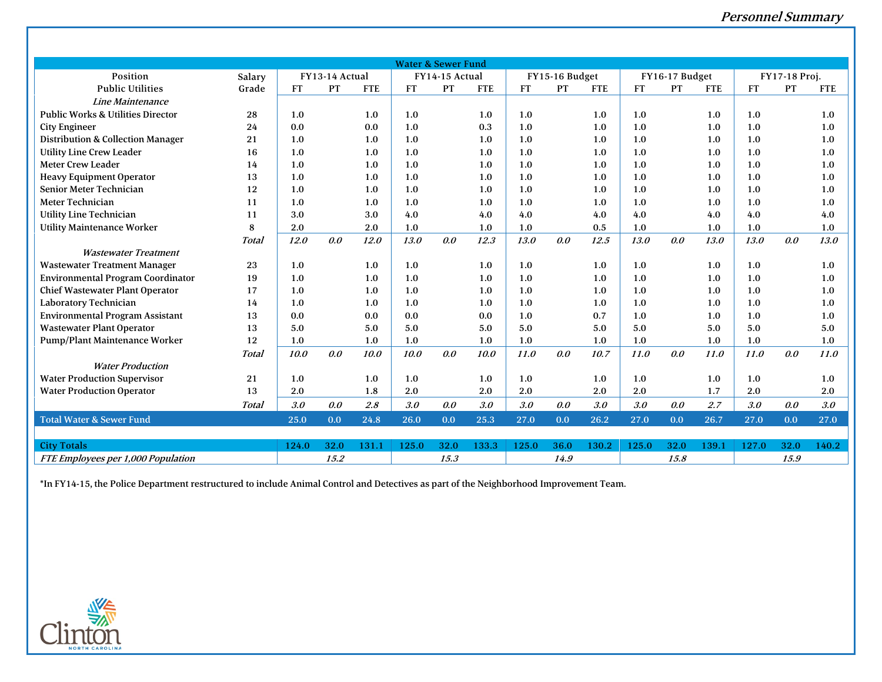| Water & Sewer Fund | | | | | | | | | | | | | | | | |
|---|---|---|---|---|---|---|---|---|---|---|---|---|---|---|---|---|
| Position | Salary | FY13-14 Actual | | | FY14-15 Actual | | | FY15-16 Budget | | | FY16-17 Budget | | | FY17-18 Proj. | | |
| Public Utilities | Grade | FT | PT | FTE | FT | PT | FTE | FT | PT | FTE | FT | PT | FTE | FT | PT | FTE |
| *Line Maintenance* | | | | | | | | | | | | | | | | |
| Public Works & Utilities Director | 28 | 1.0 | | 1.0 | 1.0 | | 1.0 | 1.0 | | 1.0 | 1.0 | | 1.0 | 1.0 | | 1.0 |
| City Engineer | 24 | 0.0 | | 0.0 | 1.0 | | 0.3 | 1.0 | | 1.0 | 1.0 | | 1.0 | 1.0 | | 1.0 |
| Distribution & Collection Manager | 21 | 1.0 | | 1.0 | 1.0 | | 1.0 | 1.0 | | 1.0 | 1.0 | | 1.0 | 1.0 | | 1.0 |
| Utility Line Crew Leader | 16 | 1.0 | | 1.0 | 1.0 | | 1.0 | 1.0 | | 1.0 | 1.0 | | 1.0 | 1.0 | | 1.0 |
| Meter Crew Leader | 14 | 1.0 | | 1.0 | 1.0 | | 1.0 | 1.0 | | 1.0 | 1.0 | | 1.0 | 1.0 | | 1.0 |
| Heavy Equipment Operator | 13 | 1.0 | | 1.0 | 1.0 | | 1.0 | 1.0 | | 1.0 | 1.0 | | 1.0 | 1.0 | | 1.0 |
| Senior Meter Technician | 12 | 1.0 | | 1.0 | 1.0 | | 1.0 | 1.0 | | 1.0 | 1.0 | | 1.0 | 1.0 | | 1.0 |
| Meter Technician | 11 | 1.0 | | 1.0 | 1.0 | | 1.0 | 1.0 | | 1.0 | 1.0 | | 1.0 | 1.0 | | 1.0 |
| Utility Line Technician | 11 | 3.0 | | 3.0 | 4.0 | | 4.0 | 4.0 | | 4.0 | 4.0 | | 4.0 | 4.0 | | 4.0 |
| Utility Maintenance Worker | 8 | 2.0 | | 2.0 | 1.0 | | 1.0 | 1.0 | | 0.5 | 1.0 | | 1.0 | 1.0 | | 1.0 |
| | *Total* | *12.0* | *0.0* | *12.0* | *13.0* | *0.0* | *12.3* | *13.0* | *0.0* | *12.5* | *13.0* | *0.0* | *13.0* | *13.0* | *0.0* | *13.0* |
| *Wastewater Treatment* | | | | | | | | | | | | | | | | |
| Wastewater Treatment Manager | 23 | 1.0 | | 1.0 | 1.0 | | 1.0 | 1.0 | | 1.0 | 1.0 | | 1.0 | 1.0 | | 1.0 |
| Environmental Program Coordinator | 19 | 1.0 | | 1.0 | 1.0 | | 1.0 | 1.0 | | 1.0 | 1.0 | | 1.0 | 1.0 | | 1.0 |
| Chief Wastewater Plant Operator | 17 | 1.0 | | 1.0 | 1.0 | | 1.0 | 1.0 | | 1.0 | 1.0 | | 1.0 | 1.0 | | 1.0 |
| Laboratory Technician | 14 | 1.0 | | 1.0 | 1.0 | | 1.0 | 1.0 | | 1.0 | 1.0 | | 1.0 | 1.0 | | 1.0 |
| Environmental Program Assistant | 13 | 0.0 | | 0.0 | 0.0 | | 0.0 | 1.0 | | 0.7 | 1.0 | | 1.0 | 1.0 | | 1.0 |
| Wastewater Plant Operator | 13 | 5.0 | | 5.0 | 5.0 | | 5.0 | 5.0 | | 5.0 | 5.0 | | 5.0 | 5.0 | | 5.0 |
| Pump/Plant Maintenance Worker | 12 | 1.0 | | 1.0 | 1.0 | | 1.0 | 1.0 | | 1.0 | 1.0 | | 1.0 | 1.0 | | 1.0 |
| | *Total* | *10.0* | *0.0* | *10.0* | *10.0* | *0.0* | *10.0* | *11.0* | *0.0* | *10.7* | *11.0* | *0.0* | *11.0* | *11.0* | *0.0* | *11.0* |
| *Water Production* | | | | | | | | | | | | | | | | |
| Water Production Supervisor | 21 | 1.0 | | 1.0 | 1.0 | | 1.0 | 1.0 | | 1.0 | 1.0 | | 1.0 | 1.0 | | 1.0 |
| Water Production Operator | 13 | 2.0 | | 1.8 | 2.0 | | 2.0 | 2.0 | | 2.0 | 2.0 | | 1.7 | 2.0 | | 2.0 |
| | *Total* | *3.0* | *0.0* | *2.8* | *3.0* | *0.0* | *3.0* | *3.0* | *0.0* | *3.0* | *3.0* | *0.0* | *2.7* | *3.0* | *0.0* | *3.0* |
| Total Water & Sewer Fund | | 25.0 | 0.0 | 24.8 | 26.0 | 0.0 | 25.3 | 27.0 | 0.0 | 26.2 | 27.0 | 0.0 | 26.7 | 27.0 | 0.0 | 27.0 |
| | | | | | | | | | | | | | | | | |
| City Totals | | 124.0 | 32.0 | 131.1 | 125.0 | 32.0 | 133.3 | 125.0 | 36.0 | 130.2 | 125.0 | 32.0 | 139.1 | 127.0 | 32.0 | 140.2 |
| *FTE Employees per 1,000 Population* | | | *15.2* | | | *15.3* | | | *14.9* | | | *15.8* | | | *15.9* | |

*In FY14-15, the Police Department restructured to include Animal Control and Detectives as part of the Neighborhood Improvement Team.

Clinton
NORTH CAROLINA